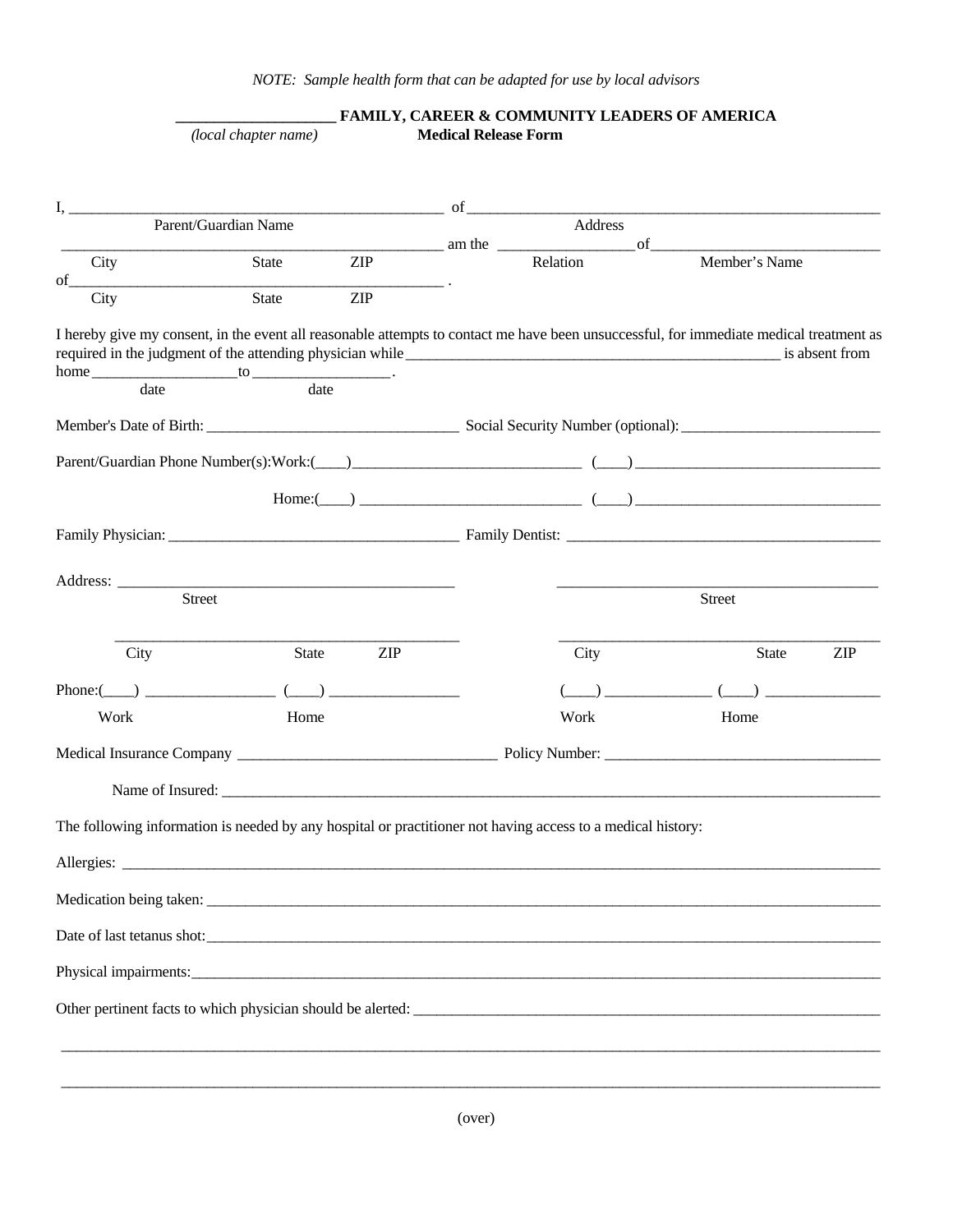*NOTE: Sample health form that can be adapted for use by local advisors*

**\_\_\_\_\_\_\_\_\_\_\_\_\_\_\_\_\_\_\_\_ FAMILY, CAREER & COMMUNITY LEADERS OF AMERICA**
*(local chapter name)* **Medical Release Form**

I, \_\_\_\_\_\_\_\_\_\_\_\_\_\_\_\_\_\_\_\_\_\_\_\_\_\_\_\_\_\_\_\_\_\_\_\_\_\_\_\_ of \_\_\_\_\_\_\_\_\_\_\_\_\_\_\_\_\_\_\_\_\_\_\_\_\_\_\_\_\_\_\_\_\_\_\_\_\_\_\_\_\_\_\_\_
Parent/Guardian Name Address

\_\_\_\_\_\_\_\_\_\_\_\_\_\_\_\_\_\_\_\_\_\_\_\_\_\_\_\_\_\_\_\_\_\_\_\_\_\_\_\_ am the \_\_\_\_\_\_\_\_\_\_\_\_\_\_\_ of\_\_\_\_\_\_\_\_\_\_\_\_\_\_\_\_\_\_\_\_\_\_\_\_\_\_
City State ZIP Relation Member's Name

of\_\_\_\_\_\_\_\_\_\_\_\_\_\_\_\_\_\_\_\_\_\_\_\_\_\_\_\_\_\_\_\_\_\_\_\_\_\_\_\_\_\_ .
City State ZIP

I hereby give my consent, in the event all reasonable attempts to contact me have been unsuccessful, for immediate medical treatment as required in the judgment of the attending physician while \_\_\_\_\_\_\_\_\_\_\_\_\_\_\_\_\_\_\_\_\_\_\_\_\_\_\_\_\_\_\_\_\_\_\_\_\_\_\_\_\_\_ is absent from home \_\_\_\_\_\_\_\_\_\_\_\_\_\_\_\_to \_\_\_\_\_\_\_\_\_\_\_\_\_\_\_\_.
date date

Member's Date of Birth: \_\_\_\_\_\_\_\_\_\_\_\_\_\_\_\_\_\_\_\_\_\_\_\_\_\_\_\_\_ Social Security Number (optional): \_\_\_\_\_\_\_\_\_\_\_\_\_\_\_\_\_\_\_\_\_\_

Parent/Guardian Phone Number(s):Work:(\_\_\_\_)\_\_\_\_\_\_\_\_\_\_\_\_\_\_\_\_\_\_\_\_\_\_\_\_\_ (\_\_\_\_) \_\_\_\_\_\_\_\_\_\_\_\_\_\_\_\_\_\_\_\_\_\_\_\_\_\_\_

Home:(\_\_\_\_) \_\_\_\_\_\_\_\_\_\_\_\_\_\_\_\_\_\_\_\_\_\_\_\_\_ (\_\_\_\_) \_\_\_\_\_\_\_\_\_\_\_\_\_\_\_\_\_\_\_\_\_\_\_\_\_\_\_

Family Physician: \_\_\_\_\_\_\_\_\_\_\_\_\_\_\_\_\_\_\_\_\_\_\_\_\_\_\_\_\_\_\_\_\_ Family Dentist: \_\_\_\_\_\_\_\_\_\_\_\_\_\_\_\_\_\_\_\_\_\_\_\_\_\_\_\_\_\_\_\_\_\_\_\_\_

Address: \_\_\_\_\_\_\_\_\_\_\_\_\_\_\_\_\_\_\_\_\_\_\_\_\_\_\_\_\_\_\_\_\_\_\_\_\_\_ \_\_\_\_\_\_\_\_\_\_\_\_\_\_\_\_\_\_\_\_\_\_\_\_\_\_\_\_\_\_\_\_\_\_\_\_\_\_
Street Street

\_\_\_\_\_\_\_\_\_\_\_\_\_\_\_\_\_\_\_\_\_\_\_\_\_\_\_\_\_\_\_\_\_\_\_\_\_\_ \_\_\_\_\_\_\_\_\_\_\_\_\_\_\_\_\_\_\_\_\_\_\_\_\_\_\_\_\_\_\_\_\_\_\_\_\_\_
City State ZIP City State ZIP

Phone:(\_\_\_\_) \_\_\_\_\_\_\_\_\_\_\_\_\_\_\_ (\_\_\_\_) \_\_\_\_\_\_\_\_\_\_\_\_\_\_\_ (\_\_\_\_) \_\_\_\_\_\_\_\_\_\_\_\_ (\_\_\_\_) \_\_\_\_\_\_\_\_\_\_\_\_
Work Home Work Home

Medical Insurance Company \_\_\_\_\_\_\_\_\_\_\_\_\_\_\_\_\_\_\_\_\_\_\_\_\_\_\_\_\_\_ Policy Number: \_\_\_\_\_\_\_\_\_\_\_\_\_\_\_\_\_\_\_\_\_\_\_\_\_\_\_\_\_\_\_\_

Name of Insured: \_\_\_\_\_\_\_\_\_\_\_\_\_\_\_\_\_\_\_\_\_\_\_\_\_\_\_\_\_\_\_\_\_\_\_\_\_\_\_\_\_\_\_\_\_\_\_\_\_\_\_\_\_\_\_\_\_\_\_\_\_\_\_\_\_\_\_\_\_\_\_\_\_\_\_\_\_\_\_\_\_\_

The following information is needed by any hospital or practitioner not having access to a medical history:

Allergies: \_\_\_\_\_\_\_\_\_\_\_\_\_\_\_\_\_\_\_\_\_\_\_\_\_\_\_\_\_\_\_\_\_\_\_\_\_\_\_\_\_\_\_\_\_\_\_\_\_\_\_\_\_\_\_\_\_\_\_\_\_\_\_\_\_\_\_\_\_\_\_\_\_\_\_\_\_\_\_\_\_\_\_\_\_\_\_\_\_

Medication being taken: \_\_\_\_\_\_\_\_\_\_\_\_\_\_\_\_\_\_\_\_\_\_\_\_\_\_\_\_\_\_\_\_\_\_\_\_\_\_\_\_\_\_\_\_\_\_\_\_\_\_\_\_\_\_\_\_\_\_\_\_\_\_\_\_\_\_\_\_\_\_\_\_\_\_\_\_\_\_\_

Date of last tetanus shot:\_\_\_\_\_\_\_\_\_\_\_\_\_\_\_\_\_\_\_\_\_\_\_\_\_\_\_\_\_\_\_\_\_\_\_\_\_\_\_\_\_\_\_\_\_\_\_\_\_\_\_\_\_\_\_\_\_\_\_\_\_\_\_\_\_\_\_\_\_\_\_\_\_\_\_\_\_

Physical impairments:\_\_\_\_\_\_\_\_\_\_\_\_\_\_\_\_\_\_\_\_\_\_\_\_\_\_\_\_\_\_\_\_\_\_\_\_\_\_\_\_\_\_\_\_\_\_\_\_\_\_\_\_\_\_\_\_\_\_\_\_\_\_\_\_\_\_\_\_\_\_\_\_\_\_\_\_\_\_\_\_\_

Other pertinent facts to which physician should be alerted: \_\_\_\_\_\_\_\_\_\_\_\_\_\_\_\_\_\_\_\_\_\_\_\_\_\_\_\_\_\_\_\_\_\_\_\_\_\_\_\_\_\_\_\_\_\_\_\_\_\_\_

\_\_\_\_\_\_\_\_\_\_\_\_\_\_\_\_\_\_\_\_\_\_\_\_\_\_\_\_\_\_\_\_\_\_\_\_\_\_\_\_\_\_\_\_\_\_\_\_\_\_\_\_\_\_\_\_\_\_\_\_\_\_\_\_\_\_\_\_\_\_\_\_\_\_\_\_\_\_\_\_\_\_\_\_\_\_\_\_\_\_\_\_\_\_\_\_\_\_

\_\_\_\_\_\_\_\_\_\_\_\_\_\_\_\_\_\_\_\_\_\_\_\_\_\_\_\_\_\_\_\_\_\_\_\_\_\_\_\_\_\_\_\_\_\_\_\_\_\_\_\_\_\_\_\_\_\_\_\_\_\_\_\_\_\_\_\_\_\_\_\_\_\_\_\_\_\_\_\_\_\_\_\_\_\_\_\_\_\_\_\_\_\_\_\_\_\_

(over)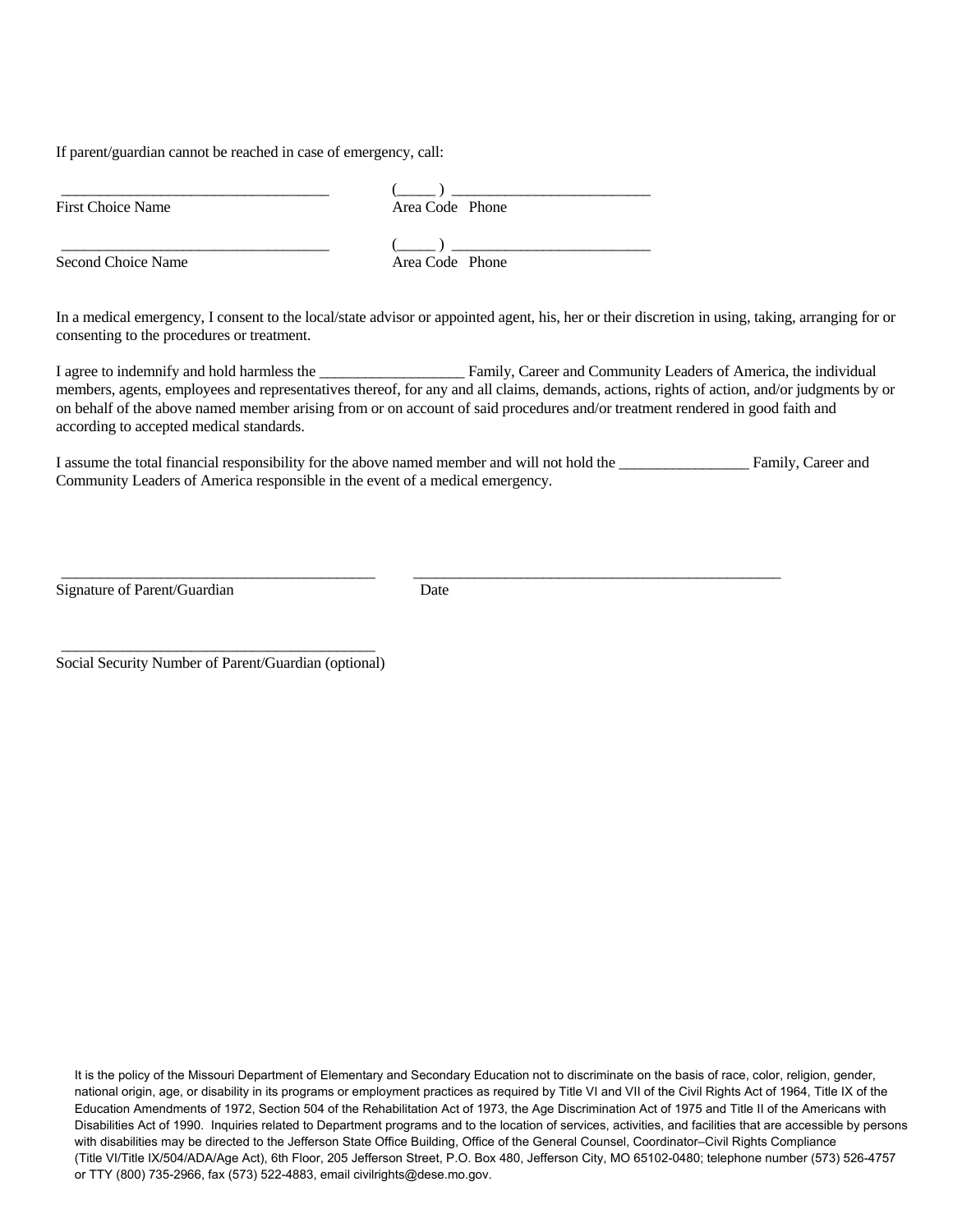If parent/guardian cannot be reached in case of emergency, call:

___________________________________ (_____ ) __________________________

First Choice Name — Area Code Phone

___________________________________ (_____ ) __________________________

Second Choice Name — Area Code Phone

In a medical emergency, I consent to the local/state advisor or appointed agent, his, her or their discretion in using, taking, arranging for or consenting to the procedures or treatment.

I agree to indemnify and hold harmless the __________________ Family, Career and Community Leaders of America, the individual members, agents, employees and representatives thereof, for any and all claims, demands, actions, rights of action, and/or judgments by or on behalf of the above named member arising from or on account of said procedures and/or treatment rendered in good faith and according to accepted medical standards.

I assume the total financial responsibility for the above named member and will not hold the _________________ Family, Career and Community Leaders of America responsible in the event of a medical emergency.

_________________________________________ _________________________________________________

Signature of Parent/Guardian — Date

_________________________________________

Social Security Number of Parent/Guardian (optional)

It is the policy of the Missouri Department of Elementary and Secondary Education not to discriminate on the basis of race, color, religion, gender, national origin, age, or disability in its programs or employment practices as required by Title VI and VII of the Civil Rights Act of 1964, Title IX of the Education Amendments of 1972, Section 504 of the Rehabilitation Act of 1973, the Age Discrimination Act of 1975 and Title II of the Americans with Disabilities Act of 1990. Inquiries related to Department programs and to the location of services, activities, and facilities that are accessible by persons with disabilities may be directed to the Jefferson State Office Building, Office of the General Counsel, Coordinator–Civil Rights Compliance (Title VI/Title IX/504/ADA/Age Act), 6th Floor, 205 Jefferson Street, P.O. Box 480, Jefferson City, MO 65102-0480; telephone number (573) 526-4757 or TTY (800) 735-2966, fax (573) 522-4883, email civilrights@dese.mo.gov.